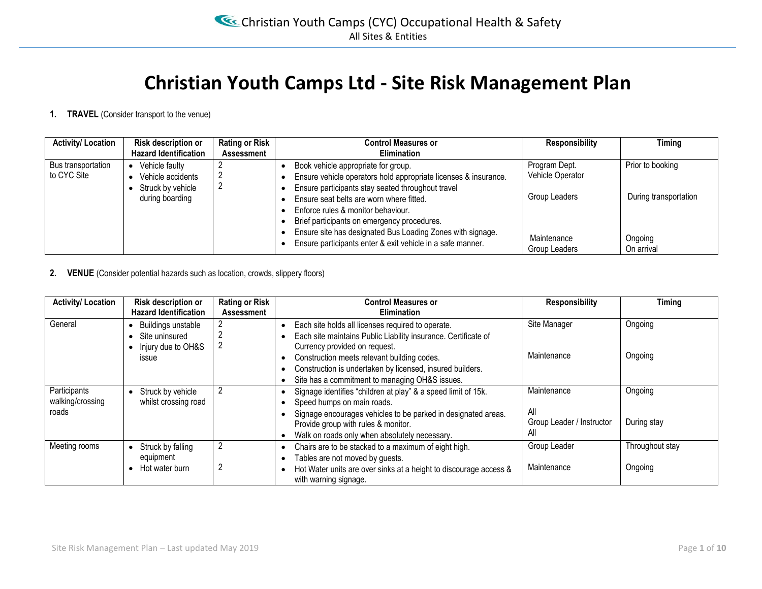# Christian Youth Camps Ltd - Site Risk Management Plan

**1. TRAVEL** (Consider transport to the venue)

| Activity/ Location | Risk description or Hazard Identification | Rating or Risk Assessment | Control Measures or Elimination | Responsibility | Timing |
|---|---|---|---|---|---|
| Bus transportation to CYC Site | • Vehicle faulty<br>• Vehicle accidents<br>• Struck by vehicle during boarding | 2<br>2<br>2 | • Book vehicle appropriate for group.<br>• Ensure vehicle operators hold appropriate licenses & insurance.<br>• Ensure participants stay seated throughout travel<br>• Ensure seat belts are worn where fitted.<br>• Enforce rules & monitor behaviour.<br>• Brief participants on emergency procedures.<br>• Ensure site has designated Bus Loading Zones with signage.<br>• Ensure participants enter & exit vehicle in a safe manner. | Program Dept.<br>Vehicle Operator<br><br>Group Leaders<br><br>Maintenance<br>Group Leaders | Prior to booking<br><br><br>During transportation<br><br>Ongoing<br>On arrival |

**2. VENUE** (Consider potential hazards such as location, crowds, slippery floors)

| Activity/ Location | Risk description or Hazard Identification | Rating or Risk Assessment | Control Measures or Elimination | Responsibility | Timing |
|---|---|---|---|---|---|
| General | • Buildings unstable<br>• Site uninsured<br>• Injury due to OH&S issue | 2<br>2<br>2 | • Each site holds all licenses required to operate.<br>• Each site maintains Public Liability insurance. Certificate of Currency provided on request.<br>• Construction meets relevant building codes.<br>• Construction is undertaken by licensed, insured builders.<br>• Site has a commitment to managing OH&S issues. | Site Manager<br><br>Maintenance | Ongoing<br><br>Ongoing |
| Participants walking/crossing roads | • Struck by vehicle whilst crossing road | 2 | • Signage identifies "children at play" & a speed limit of 15k.<br>• Speed humps on main roads.<br>• Signage encourages vehicles to be parked in designated areas. Provide group with rules & monitor.<br>• Walk on roads only when absolutely necessary. | Maintenance<br><br>All<br>Group Leader / Instructor<br>All | Ongoing<br><br><br>During stay |
| Meeting rooms | • Struck by falling equipment<br>• Hot water burn | 2<br><br>2 | • Chairs are to be stacked to a maximum of eight high.<br>• Tables are not moved by guests.<br>• Hot Water units are over sinks at a height to discourage access & with warning signage. | Group Leader<br><br>Maintenance | Throughout stay<br><br>Ongoing |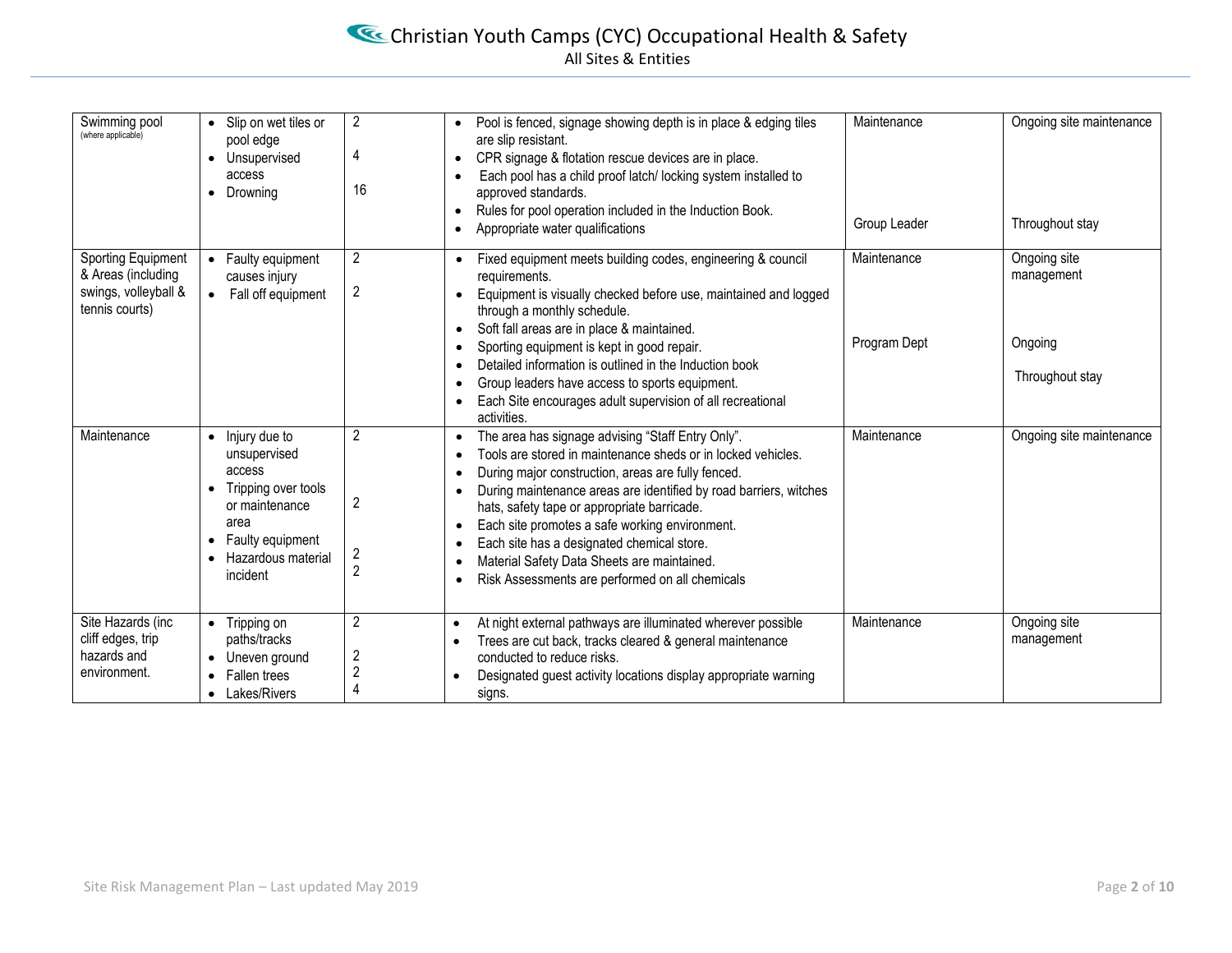| Swimming pool (where applicable) | • Slip on wet tiles or pool edge<br>• Unsupervised access<br>• Drowning | 2<br><br>4<br><br>16 | • Pool is fenced, signage showing depth is in place & edging tiles are slip resistant.<br>• CPR signage & flotation rescue devices are in place.<br>• Each pool has a child proof latch/ locking system installed to approved standards.<br>• Rules for pool operation included in the Induction Book.<br>• Appropriate water qualifications | Maintenance<br><br><br><br>Group Leader | Ongoing site maintenance<br><br><br><br>Throughout stay |
|---|---|---|---|---|---|
| Sporting Equipment & Areas (including swings, volleyball & tennis courts) | • Faulty equipment causes injury<br>• Fall off equipment | 2<br><br>2 | • Fixed equipment meets building codes, engineering & council requirements.<br>• Equipment is visually checked before use, maintained and logged through a monthly schedule.<br>• Soft fall areas are in place & maintained.<br>• Sporting equipment is kept in good repair.<br>• Detailed information is outlined in the Induction book<br>• Group leaders have access to sports equipment.<br>• Each Site encourages adult supervision of all recreational activities. | Maintenance<br><br><br><br>Program Dept | Ongoing site management<br><br><br><br>Ongoing<br><br>Throughout stay |
| Maintenance | • Injury due to unsupervised access<br>• Tripping over tools or maintenance area<br>• Faulty equipment<br>• Hazardous material incident | 2<br><br><br>2<br><br><br>2<br>2 | • The area has signage advising "Staff Entry Only".<br>• Tools are stored in maintenance sheds or in locked vehicles.<br>• During major construction, areas are fully fenced.<br>• During maintenance areas are identified by road barriers, witches hats, safety tape or appropriate barricade.<br>• Each site promotes a safe working environment.<br>• Each site has a designated chemical store.<br>• Material Safety Data Sheets are maintained.<br>• Risk Assessments are performed on all chemicals | Maintenance | Ongoing site maintenance |
| Site Hazards (inc cliff edges, trip hazards and environment. | • Tripping on paths/tracks<br>• Uneven ground<br>• Fallen trees<br>• Lakes/Rivers | 2<br><br>2<br>2<br>4 | • At night external pathways are illuminated wherever possible<br>• Trees are cut back, tracks cleared & general maintenance conducted to reduce risks.<br>• Designated guest activity locations display appropriate warning signs. | Maintenance | Ongoing site management |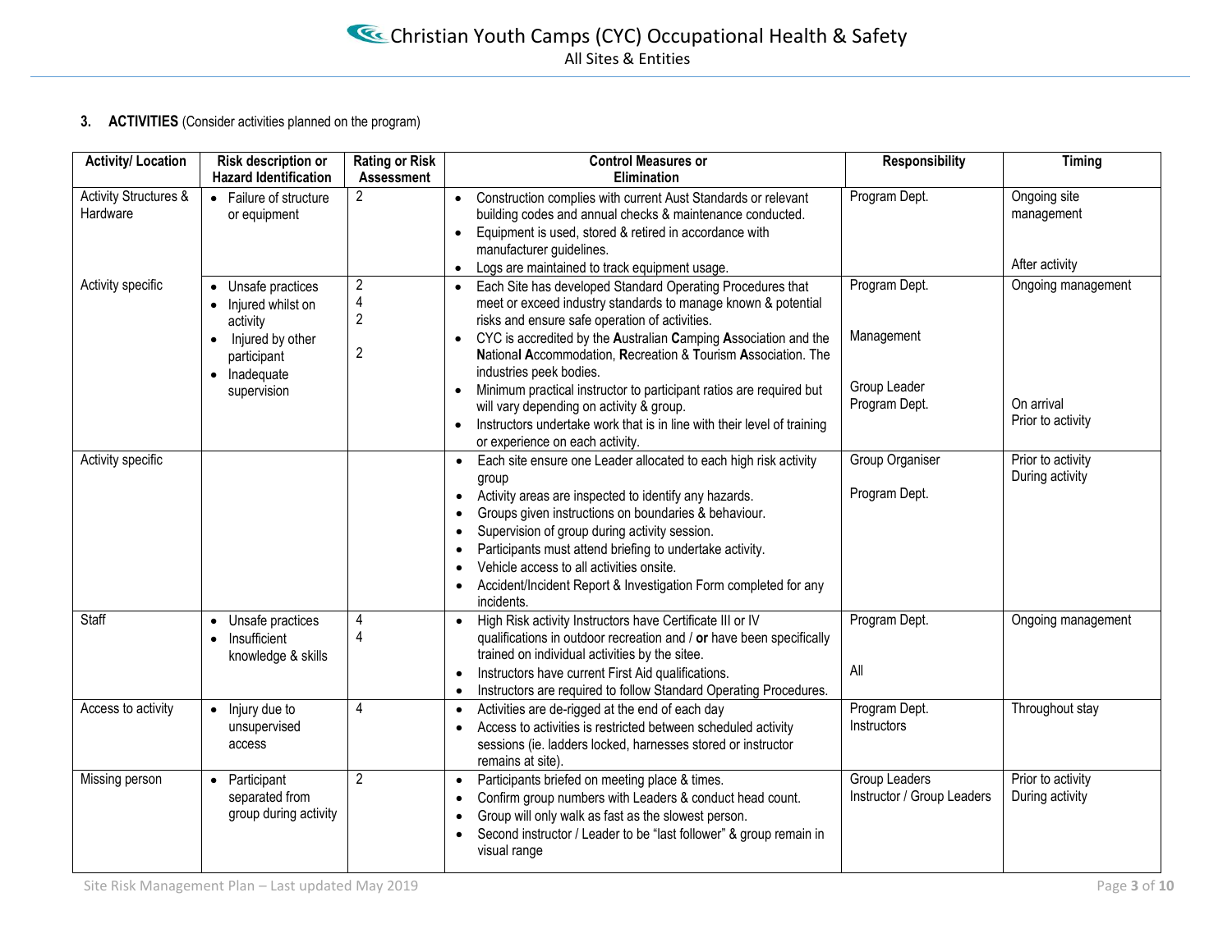## 3. ACTIVITIES (Consider activities planned on the program)

| Activity/ Location | Risk description or Hazard Identification | Rating or Risk Assessment | Control Measures or Elimination | Responsibility | Timing |
|---|---|---|---|---|---|
| Activity Structures & Hardware | • Failure of structure or equipment | 2 | • Construction complies with current Aust Standards or relevant building codes and annual checks & maintenance conducted.<br>• Equipment is used, stored & retired in accordance with manufacturer guidelines.<br>• Logs are maintained to track equipment usage. | Program Dept. | Ongoing site management<br><br>After activity |
| Activity specific | • Unsafe practices<br>• Injured whilst on activity<br>• Injured by other participant<br>• Inadequate supervision | 2<br>4<br>2<br><br>2 | • Each Site has developed Standard Operating Procedures that meet or exceed industry standards to manage known & potential risks and ensure safe operation of activities.<br>• CYC is accredited by the **A**ustralian **C**amping **A**ssociation and the **N**ational **A**ccommodation, **R**ecreation & **T**ourism **A**ssociation. The industries peek bodies.<br>• Minimum practical instructor to participant ratios are required but will vary depending on activity & group.<br>• Instructors undertake work that is in line with their level of training or experience on each activity. | Program Dept.<br><br>Management<br><br>Group Leader<br>Program Dept. | Ongoing management<br><br><br><br>On arrival<br>Prior to activity |
| Activity specific | | | • Each site ensure one Leader allocated to each high risk activity group<br>• Activity areas are inspected to identify any hazards.<br>• Groups given instructions on boundaries & behaviour.<br>• Supervision of group during activity session.<br>• Participants must attend briefing to undertake activity.<br>• Vehicle access to all activities onsite.<br>• Accident/Incident Report & Investigation Form completed for any incidents. | Group Organiser<br><br>Program Dept. | Prior to activity<br>During activity |
| Staff | • Unsafe practices<br>• Insufficient knowledge & skills | 4<br>4 | • High Risk activity Instructors have Certificate III or IV qualifications in outdoor recreation and / **or** have been specifically trained on individual activities by the sitee.<br>• Instructors have current First Aid qualifications.<br>• Instructors are required to follow Standard Operating Procedures. | Program Dept.<br><br>All | Ongoing management |
| Access to activity | • Injury due to unsupervised access | 4 | • Activities are de-rigged at the end of each day<br>• Access to activities is restricted between scheduled activity sessions (ie. ladders locked, harnesses stored or instructor remains at site). | Program Dept.<br>Instructors | Throughout stay |
| Missing person | • Participant separated from group during activity | 2 | • Participants briefed on meeting place & times.<br>• Confirm group numbers with Leaders & conduct head count.<br>• Group will only walk as fast as the slowest person.<br>• Second instructor / Leader to be "last follower" & group remain in visual range | Group Leaders<br>Instructor / Group Leaders | Prior to activity<br>During activity |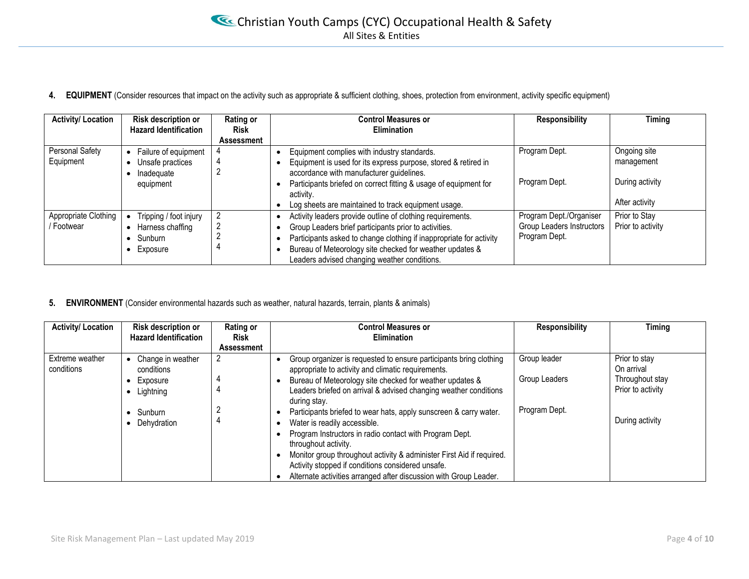**4. EQUIPMENT** (Consider resources that impact on the activity such as appropriate & sufficient clothing, shoes, protection from environment, activity specific equipment)

| Activity/ Location | Risk description or Hazard Identification | Rating or Risk Assessment | Control Measures or Elimination | Responsibility | Timing |
|---|---|---|---|---|---|
| Personal Safety Equipment | • Failure of equipment<br>• Unsafe practices<br>• Inadequate equipment | 4<br>4<br>2 | • Equipment complies with industry standards.<br>• Equipment is used for its express purpose, stored & retired in accordance with manufacturer guidelines.<br>• Participants briefed on correct fitting & usage of equipment for activity.<br>• Log sheets are maintained to track equipment usage. | Program Dept.<br><br>Program Dept. | Ongoing site management<br><br>During activity<br><br>After activity |
| Appropriate Clothing / Footwear | • Tripping / foot injury<br>• Harness chaffing<br>• Sunburn<br>• Exposure | 2<br>2<br>2<br>4 | • Activity leaders provide outline of clothing requirements.<br>• Group Leaders brief participants prior to activities.<br>• Participants asked to change clothing if inappropriate for activity<br>• Bureau of Meteorology site checked for weather updates & Leaders advised changing weather conditions. | Program Dept./Organiser<br>Group Leaders Instructors<br>Program Dept. | Prior to Stay<br>Prior to activity |

**5. ENVIRONMENT** (Consider environmental hazards such as weather, natural hazards, terrain, plants & animals)

| Activity/ Location | Risk description or Hazard Identification | Rating or Risk Assessment | Control Measures or Elimination | Responsibility | Timing |
|---|---|---|---|---|---|
| Extreme weather conditions | • Change in weather conditions<br>• Exposure<br>• Lightning<br><br>• Sunburn<br>• Dehydration | 2<br><br>4<br>4<br><br>2<br>4 | • Group organizer is requested to ensure participants bring clothing appropriate to activity and climatic requirements.<br>• Bureau of Meteorology site checked for weather updates & Leaders briefed on arrival & advised changing weather conditions during stay.<br>• Participants briefed to wear hats, apply sunscreen & carry water.<br>• Water is readily accessible.<br>• Program Instructors in radio contact with Program Dept. throughout activity.<br>• Monitor group throughout activity & administer First Aid if required. Activity stopped if conditions considered unsafe.<br>• Alternate activities arranged after discussion with Group Leader. | Group leader<br><br>Group Leaders<br><br>Program Dept. | Prior to stay<br>On arrival<br>Throughout stay<br>Prior to activity<br><br>During activity |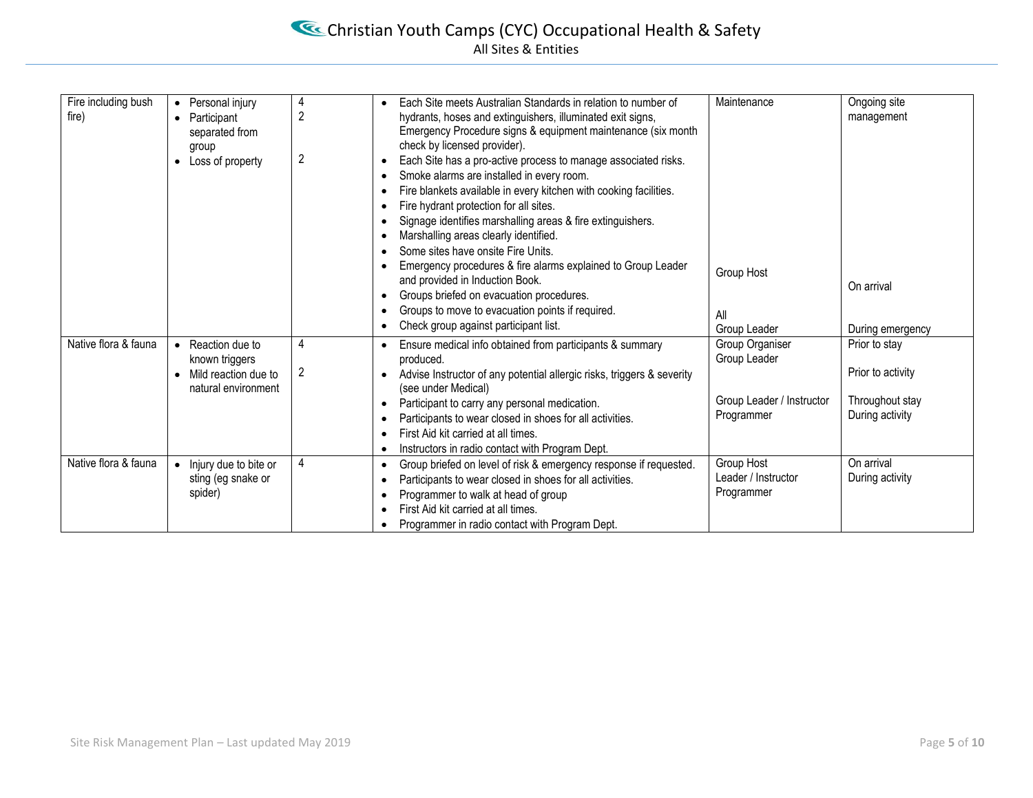| Fire including bush fire) | • Personal injury<br>• Participant separated from group<br>• Loss of property | 4<br>2<br><br>2 | • Each Site meets Australian Standards in relation to number of hydrants, hoses and extinguishers, illuminated exit signs, Emergency Procedure signs & equipment maintenance (six month check by licensed provider).<br>• Each Site has a pro-active process to manage associated risks.<br>• Smoke alarms are installed in every room.<br>• Fire blankets available in every kitchen with cooking facilities.<br>• Fire hydrant protection for all sites.<br>• Signage identifies marshalling areas & fire extinguishers.<br>• Marshalling areas clearly identified.<br>• Some sites have onsite Fire Units.<br>• Emergency procedures & fire alarms explained to Group Leader and provided in Induction Book.<br>• Groups briefed on evacuation procedures.<br>• Groups to move to evacuation points if required.<br>• Check group against participant list. | Maintenance<br><br>Group Host<br><br>All<br>Group Leader | Ongoing site management<br><br>On arrival<br><br>During emergency |
|---|---|---|---|---|---|
| Native flora & fauna | • Reaction due to known triggers<br>• Mild reaction due to natural environment | 4<br><br>2 | • Ensure medical info obtained from participants & summary produced.<br>• Advise Instructor of any potential allergic risks, triggers & severity (see under Medical)<br>• Participant to carry any personal medication.<br>• Participants to wear closed in shoes for all activities.<br>• First Aid kit carried at all times.<br>• Instructors in radio contact with Program Dept. | Group Organiser<br>Group Leader<br><br>Group Leader / Instructor<br>Programmer | Prior to stay<br><br>Prior to activity<br><br>Throughout stay<br>During activity |
| Native flora & fauna | • Injury due to bite or sting (eg snake or spider) | 4 | • Group briefed on level of risk & emergency response if requested.<br>• Participants to wear closed in shoes for all activities.<br>• Programmer to walk at head of group<br>• First Aid kit carried at all times.<br>• Programmer in radio contact with Program Dept. | Group Host<br>Leader / Instructor<br>Programmer | On arrival<br>During activity |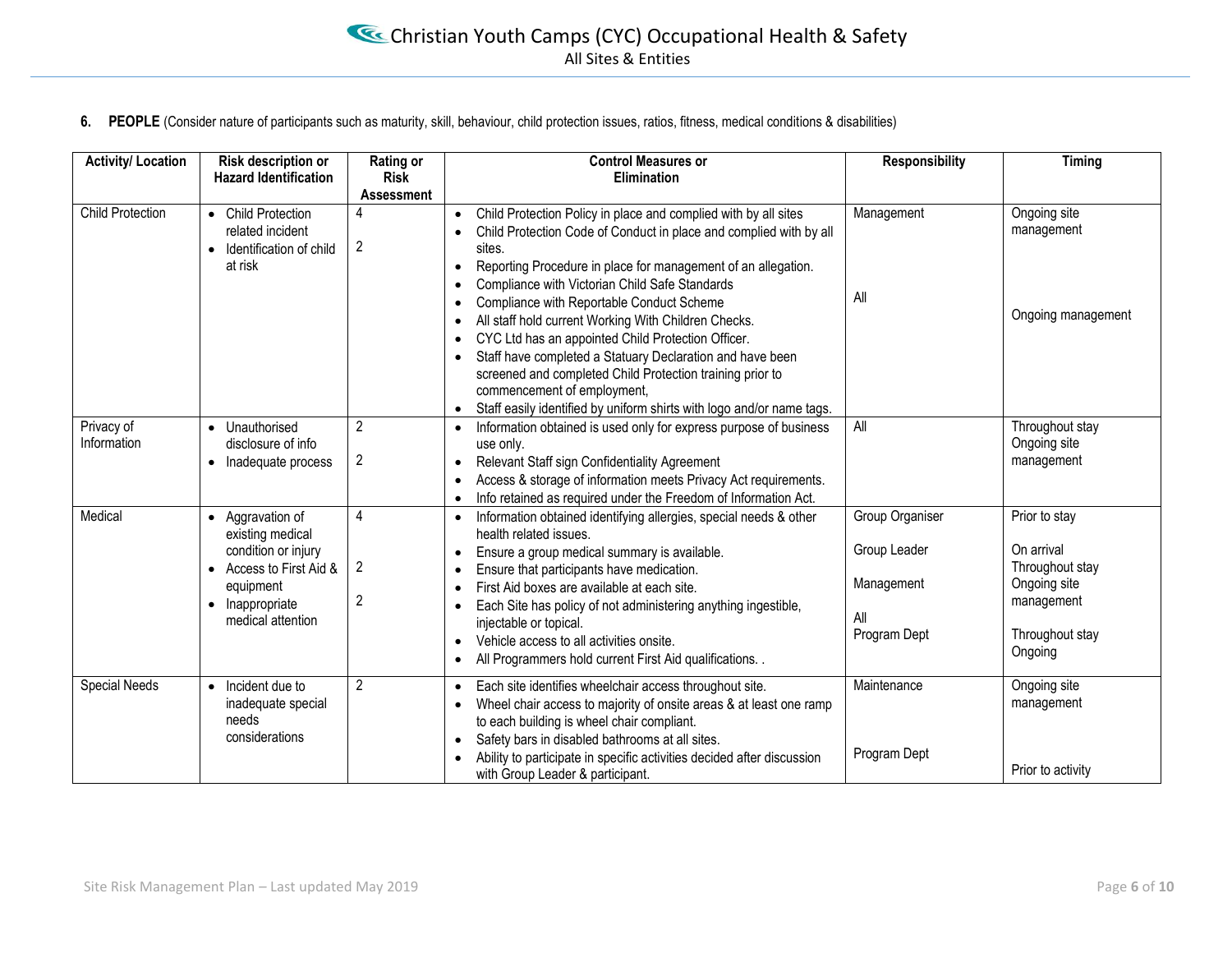**6. PEOPLE** (Consider nature of participants such as maturity, skill, behaviour, child protection issues, ratios, fitness, medical conditions & disabilities)

| Activity/ Location | Risk description or Hazard Identification | Rating or Risk Assessment | Control Measures or Elimination | Responsibility | Timing |
|---|---|---|---|---|---|
| Child Protection | • Child Protection related incident<br>• Identification of child at risk | 4<br><br>2 | • Child Protection Policy in place and complied with by all sites<br>• Child Protection Code of Conduct in place and complied with by all sites.<br>• Reporting Procedure in place for management of an allegation.<br>• Compliance with Victorian Child Safe Standards<br>• Compliance with Reportable Conduct Scheme<br>• All staff hold current Working With Children Checks.<br>• CYC Ltd has an appointed Child Protection Officer.<br>• Staff have completed a Statuary Declaration and have been screened and completed Child Protection training prior to commencement of employment,<br>• Staff easily identified by uniform shirts with logo and/or name tags. | Management<br><br>All | Ongoing site management<br><br>Ongoing management |
| Privacy of Information | • Unauthorised disclosure of info<br>• Inadequate process | 2<br><br>2 | • Information obtained is used only for express purpose of business use only.<br>• Relevant Staff sign Confidentiality Agreement<br>• Access & storage of information meets Privacy Act requirements.<br>• Info retained as required under the Freedom of Information Act. | All | Throughout stay<br>Ongoing site management |
| Medical | • Aggravation of existing medical condition or injury<br>• Access to First Aid & equipment<br>• Inappropriate medical attention | 4<br><br>2<br><br>2 | • Information obtained identifying allergies, special needs & other health related issues.<br>• Ensure a group medical summary is available.<br>• Ensure that participants have medication.<br>• First Aid boxes are available at each site.<br>• Each Site has policy of not administering anything ingestible, injectable or topical.<br>• Vehicle access to all activities onsite.<br>• All Programmers hold current First Aid qualifications. . | Group Organiser<br><br>Group Leader<br><br>Management<br><br>All<br>Program Dept | Prior to stay<br><br>On arrival<br>Throughout stay<br>Ongoing site management<br><br>Throughout stay<br>Ongoing |
| Special Needs | • Incident due to inadequate special needs considerations | 2 | • Each site identifies wheelchair access throughout site.<br>• Wheel chair access to majority of onsite areas & at least one ramp to each building is wheel chair compliant.<br>• Safety bars in disabled bathrooms at all sites.<br>• Ability to participate in specific activities decided after discussion with Group Leader & participant. | Maintenance<br><br>Program Dept | Ongoing site management<br><br>Prior to activity |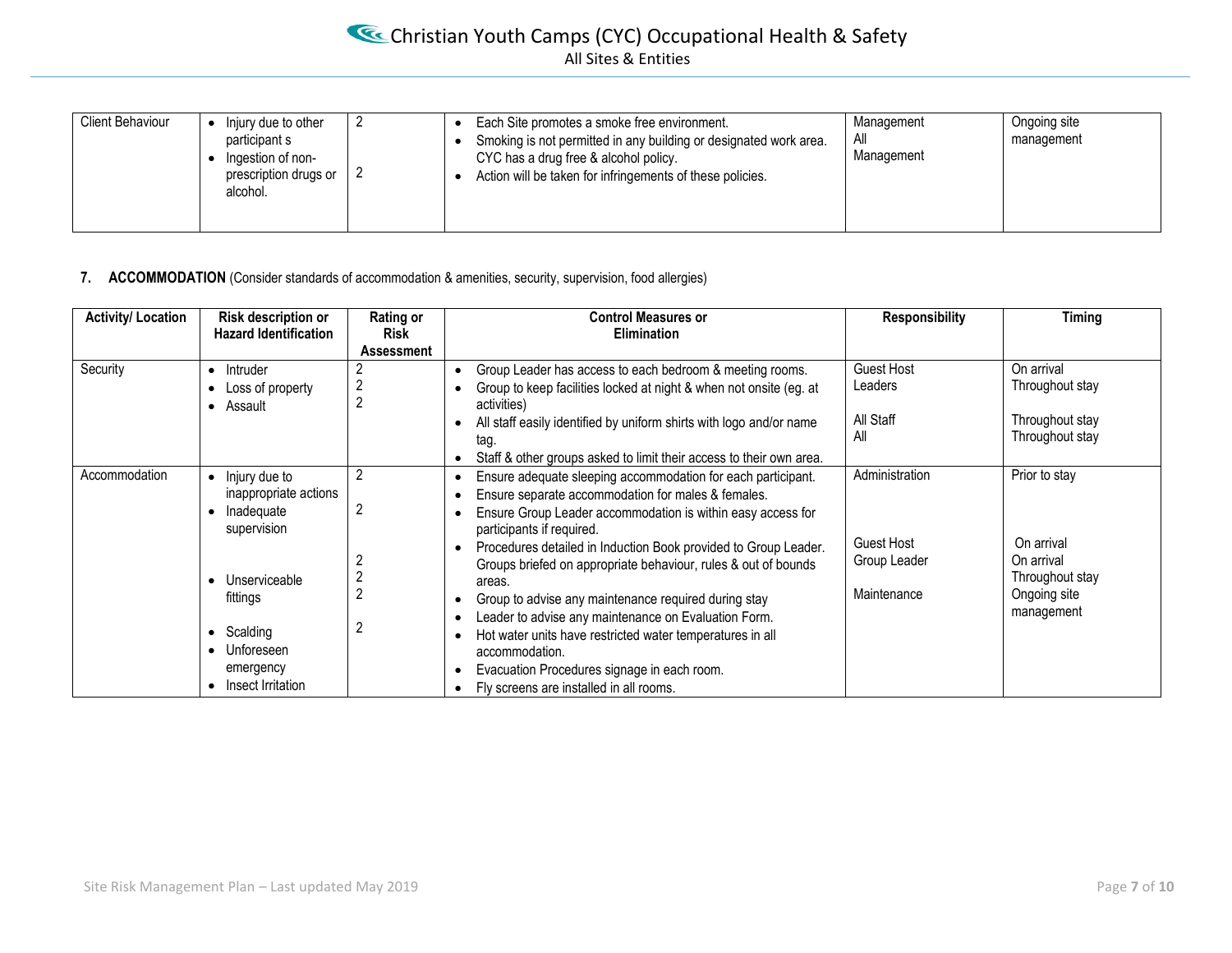| Client Behaviour | • Injury due to other participant s<br>• Ingestion of non-prescription drugs or alcohol. | 2<br><br>2 | • Each Site promotes a smoke free environment.<br>• Smoking is not permitted in any building or designated work area. CYC has a drug free & alcohol policy.<br>• Action will be taken for infringements of these policies. | Management<br>All<br>Management | Ongoing site management |
|---|---|---|---|---|---|

**7. ACCOMMODATION** (Consider standards of accommodation & amenities, security, supervision, food allergies)

| Activity/ Location | Risk description or Hazard Identification | Rating or Risk Assessment | Control Measures or Elimination | Responsibility | Timing |
|---|---|---|---|---|---|
| Security | • Intruder<br>• Loss of property<br>• Assault | 2<br>2<br>2 | • Group Leader has access to each bedroom & meeting rooms.<br>• Group to keep facilities locked at night & when not onsite (eg. at activities)<br>• All staff easily identified by uniform shirts with logo and/or name tag.<br>• Staff & other groups asked to limit their access to their own area. | Guest Host<br>Leaders<br><br>All Staff<br>All | On arrival<br>Throughout stay<br><br>Throughout stay<br>Throughout stay |
| Accommodation | • Injury due to inappropriate actions<br>• Inadequate supervision<br><br>• Unserviceable fittings<br><br>• Scalding<br>• Unforeseen emergency<br>• Insect Irritation | 2<br><br>2<br><br>2<br>2<br>2<br><br>2 | • Ensure adequate sleeping accommodation for each participant.<br>• Ensure separate accommodation for males & females.<br>• Ensure Group Leader accommodation is within easy access for participants if required.<br>• Procedures detailed in Induction Book provided to Group Leader. Groups briefed on appropriate behaviour, rules & out of bounds areas.<br>• Group to advise any maintenance required during stay<br>• Leader to advise any maintenance on Evaluation Form.<br>• Hot water units have restricted water temperatures in all accommodation.<br>• Evacuation Procedures signage in each room.<br>• Fly screens are installed in all rooms. | Administration<br><br><br>Guest Host<br>Group Leader<br><br>Maintenance | Prior to stay<br><br><br>On arrival<br>On arrival<br>Throughout stay<br>Ongoing site management |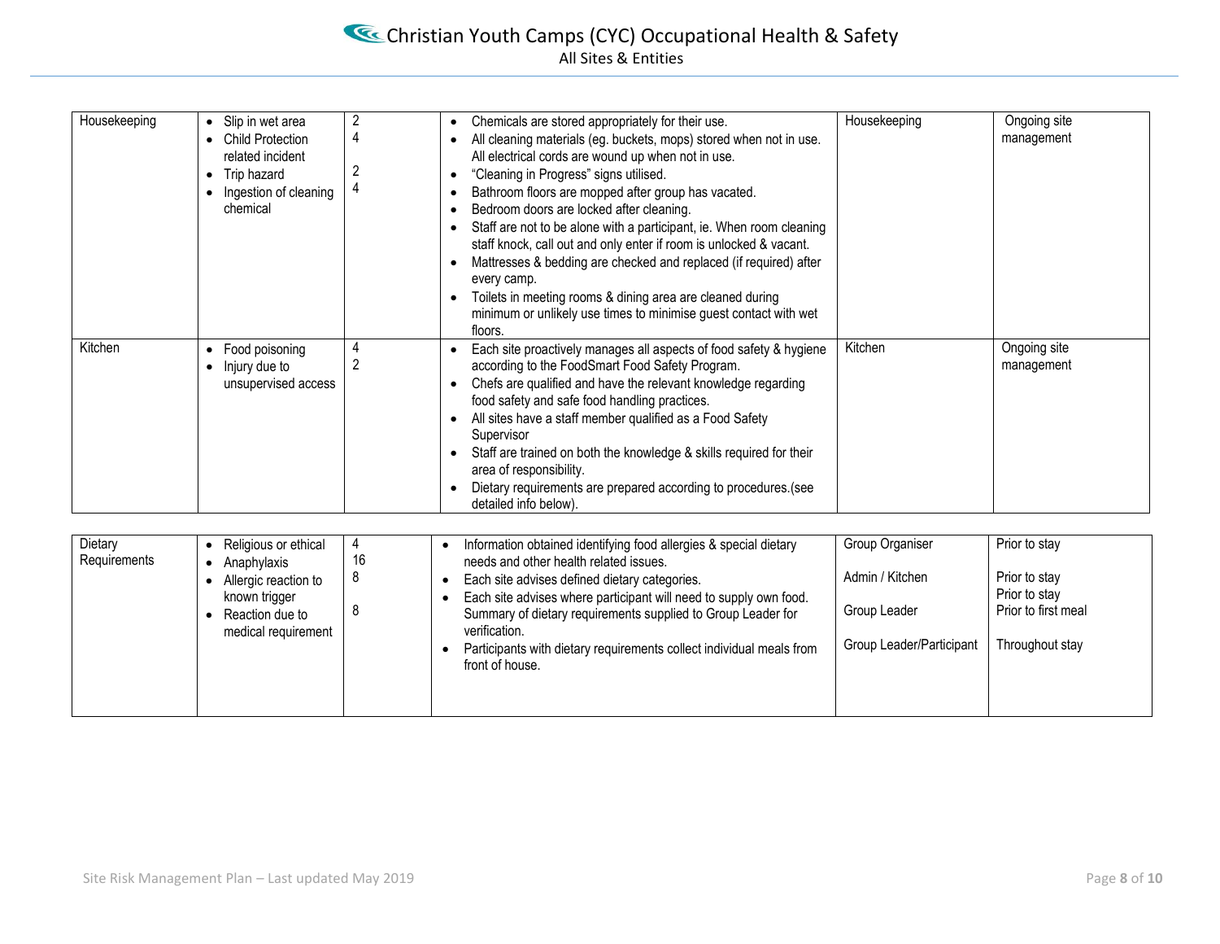| | | | | | |
|---|---|---|---|---|---|
| Housekeeping | • Slip in wet area<br>• Child Protection related incident<br>• Trip hazard<br>• Ingestion of cleaning chemical | 2<br>4<br><br>2<br>4 | • Chemicals are stored appropriately for their use.<br>• All cleaning materials (eg. buckets, mops) stored when not in use. All electrical cords are wound up when not in use.<br>• "Cleaning in Progress" signs utilised.<br>• Bathroom floors are mopped after group has vacated.<br>• Bedroom doors are locked after cleaning.<br>• Staff are not to be alone with a participant, ie. When room cleaning staff knock, call out and only enter if room is unlocked & vacant.<br>• Mattresses & bedding are checked and replaced (if required) after every camp.<br>• Toilets in meeting rooms & dining area are cleaned during minimum or unlikely use times to minimise guest contact with wet floors. | Housekeeping | Ongoing site management |
| Kitchen | • Food poisoning<br>• Injury due to unsupervised access | 4<br>2 | • Each site proactively manages all aspects of food safety & hygiene according to the FoodSmart Food Safety Program.<br>• Chefs are qualified and have the relevant knowledge regarding food safety and safe food handling practices.<br>• All sites have a staff member qualified as a Food Safety Supervisor<br>• Staff are trained on both the knowledge & skills required for their area of responsibility.<br>• Dietary requirements are prepared according to procedures.(see detailed info below). | Kitchen | Ongoing site management |

| | | | | | |
|---|---|---|---|---|---|
| Dietary Requirements | • Religious or ethical<br>• Anaphylaxis<br>• Allergic reaction to known trigger<br>• Reaction due to medical requirement | 4<br>16<br>8<br><br>8 | • Information obtained identifying food allergies & special dietary needs and other health related issues.<br>• Each site advises defined dietary categories.<br>• Each site advises where participant will need to supply own food. Summary of dietary requirements supplied to Group Leader for verification.<br>• Participants with dietary requirements collect individual meals from front of house. | Group Organiser<br><br>Admin / Kitchen<br><br>Group Leader<br><br>Group Leader/Participant | Prior to stay<br><br>Prior to stay<br>Prior to stay<br>Prior to first meal<br><br>Throughout stay |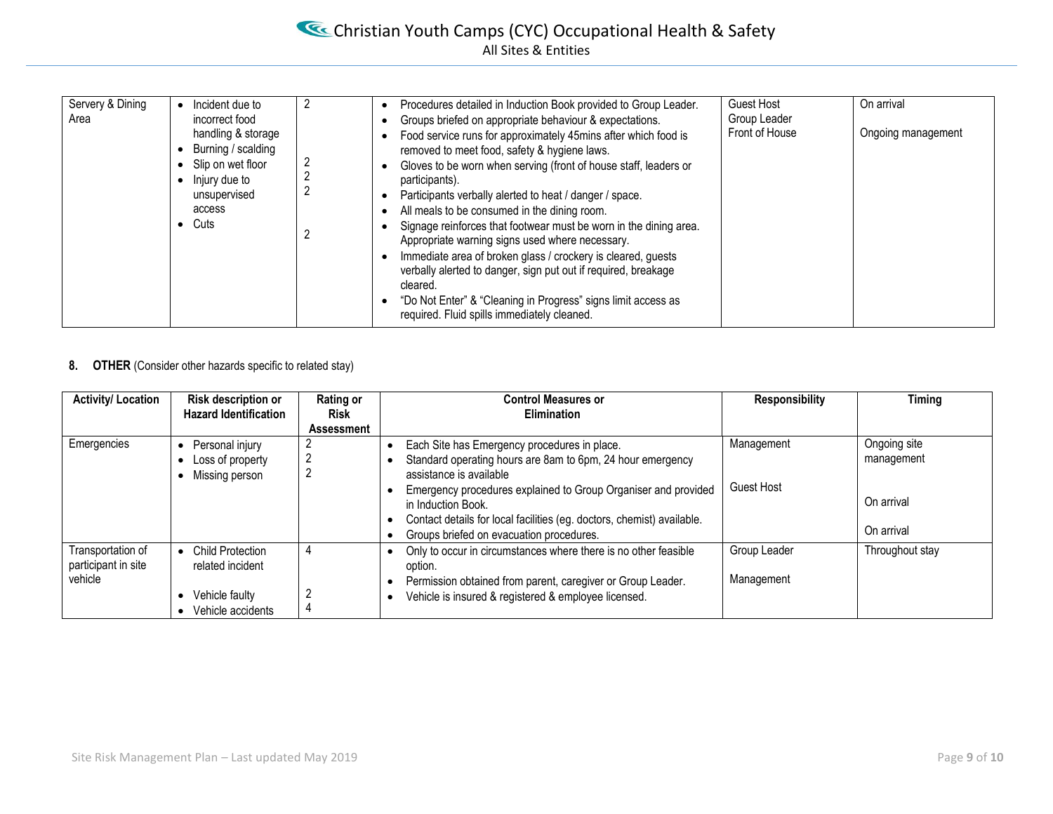| | | | | | |
|---|---|---|---|---|---|
| Servery & Dining Area | • Incident due to incorrect food handling & storage<br>• Burning / scalding<br>• Slip on wet floor<br>• Injury due to unsupervised access<br>• Cuts | 2<br><br>2<br>2<br>2<br><br>2 | • Procedures detailed in Induction Book provided to Group Leader.<br>• Groups briefed on appropriate behaviour & expectations.<br>• Food service runs for approximately 45mins after which food is removed to meet food, safety & hygiene laws.<br>• Gloves to be worn when serving (front of house staff, leaders or participants).<br>• Participants verbally alerted to heat / danger / space.<br>• All meals to be consumed in the dining room.<br>• Signage reinforces that footwear must be worn in the dining area. Appropriate warning signs used where necessary.<br>• Immediate area of broken glass / crockery is cleared, guests verbally alerted to danger, sign put out if required, breakage cleared.<br>• "Do Not Enter" & "Cleaning in Progress" signs limit access as required. Fluid spills immediately cleaned. | Guest Host<br>Group Leader<br>Front of House | On arrival<br><br>Ongoing management |

**8. OTHER** (Consider other hazards specific to related stay)

| Activity/ Location | Risk description or Hazard Identification | Rating or Risk Assessment | Control Measures or Elimination | Responsibility | Timing |
|---|---|---|---|---|---|
| Emergencies | • Personal injury<br>• Loss of property<br>• Missing person | 2<br>2<br>2 | • Each Site has Emergency procedures in place.<br>• Standard operating hours are 8am to 6pm, 24 hour emergency assistance is available<br>• Emergency procedures explained to Group Organiser and provided in Induction Book.<br>• Contact details for local facilities (eg. doctors, chemist) available.<br>• Groups briefed on evacuation procedures. | Management<br><br>Guest Host | Ongoing site management<br><br>On arrival<br><br>On arrival |
| Transportation of participant in site vehicle | • Child Protection related incident<br><br>• Vehicle faulty<br>• Vehicle accidents | 4<br><br>2<br>4 | • Only to occur in circumstances where there is no other feasible option.<br>• Permission obtained from parent, caregiver or Group Leader.<br>• Vehicle is insured & registered & employee licensed. | Group Leader<br><br>Management | Throughout stay |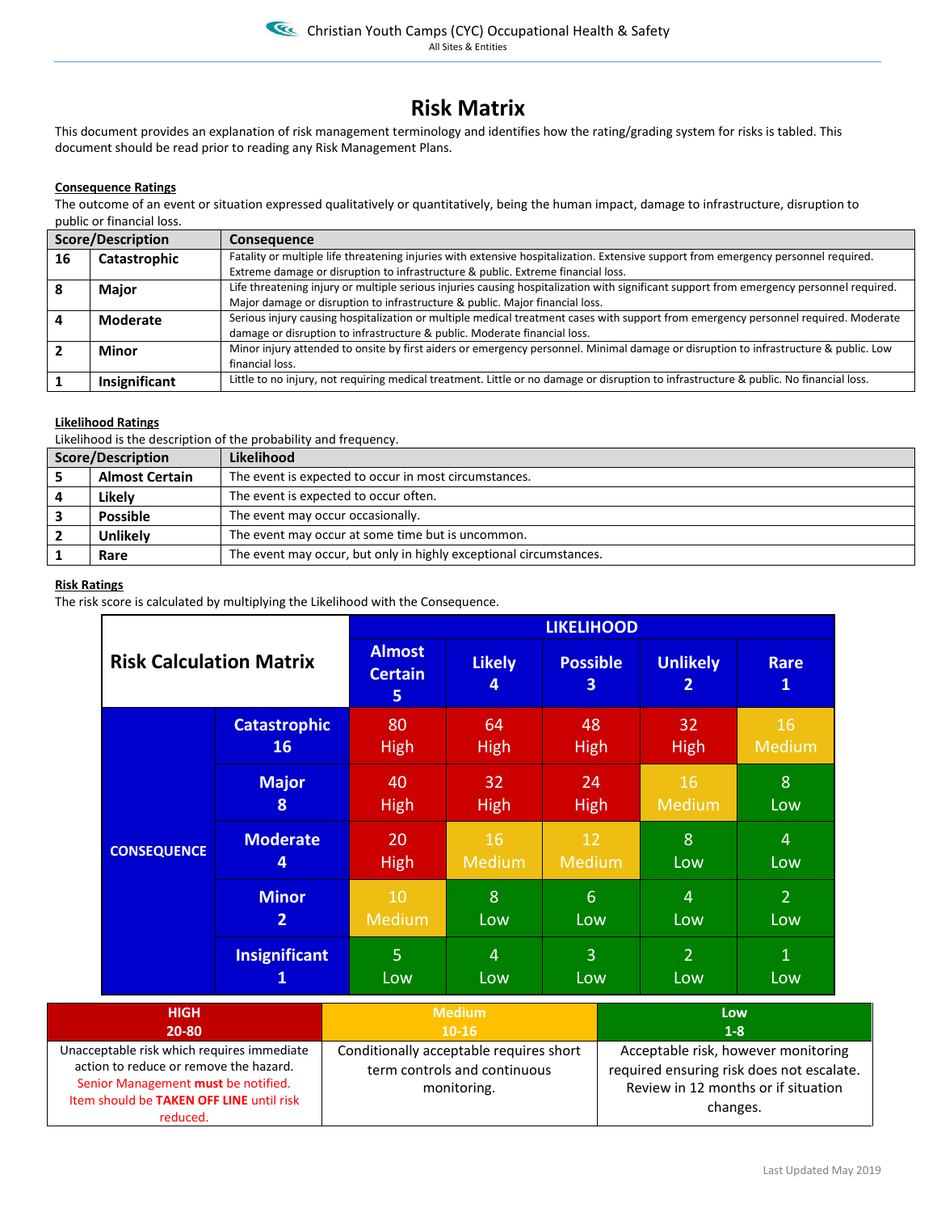# Risk Matrix

This document provides an explanation of risk management terminology and identifies how the rating/grading system for risks is tabled. This document should be read prior to reading any Risk Management Plans.

**Consequence Ratings**

The outcome of an event or situation expressed qualitatively or quantitatively, being the human impact, damage to infrastructure, disruption to public or financial loss.

| Score/Description | | Consequence |
|---|---|---|
| **16** | **Catastrophic** | Fatality or multiple life threatening injuries with extensive hospitalization. Extensive support from emergency personnel required. Extreme damage or disruption to infrastructure & public. Extreme financial loss. |
| **8** | **Major** | Life threatening injury or multiple serious injuries causing hospitalization with significant support from emergency personnel required. Major damage or disruption to infrastructure & public. Major financial loss. |
| **4** | **Moderate** | Serious injury causing hospitalization or multiple medical treatment cases with support from emergency personnel required. Moderate damage or disruption to infrastructure & public. Moderate financial loss. |
| **2** | **Minor** | Minor injury attended to onsite by first aiders or emergency personnel. Minimal damage or disruption to infrastructure & public. Low financial loss. |
| **1** | **Insignificant** | Little to no injury, not requiring medical treatment. Little or no damage or disruption to infrastructure & public. No financial loss. |

**Likelihood Ratings**

Likelihood is the description of the probability and frequency.

| Score/Description | | Likelihood |
|---|---|---|
| **5** | **Almost Certain** | The event is expected to occur in most circumstances. |
| **4** | **Likely** | The event is expected to occur often. |
| **3** | **Possible** | The event may occur occasionally. |
| **2** | **Unlikely** | The event may occur at some time but is uncommon. |
| **1** | **Rare** | The event may occur, but only in highly exceptional circumstances. |

**Risk Ratings**

The risk score is calculated by multiplying the Likelihood with the Consequence.

| **Risk Calculation Matrix** | | **LIKELIHOOD** | | | | |
|---|---|---|---|---|---|---|
| | | **Almost Certain 5** | **Likely 4** | **Possible 3** | **Unlikely 2** | **Rare 1** |
| **CONSEQUENCE** | **Catastrophic 16** | 80 High | 64 High | 48 High | 32 High | 16 Medium |
| | **Major 8** | 40 High | 32 High | 24 High | 16 Medium | 8 Low |
| | **Moderate 4** | 20 High | 16 Medium | 12 Medium | 8 Low | 4 Low |
| | **Minor 2** | 10 Medium | 8 Low | 6 Low | 4 Low | 2 Low |
| | **Insignificant 1** | 5 Low | 4 Low | 3 Low | 2 Low | 1 Low |

| **HIGH 20-80** | **Medium 10-16** | **Low 1-8** |
|---|---|---|
| Unacceptable risk which requires immediate action to reduce or remove the hazard. Senior Management **must** be notified. Item should be **TAKEN OFF LINE** until risk reduced. | Conditionally acceptable requires short term controls and continuous monitoring. | Acceptable risk, however monitoring required ensuring risk does not escalate. Review in 12 months or if situation changes. |

Last Updated May 2019